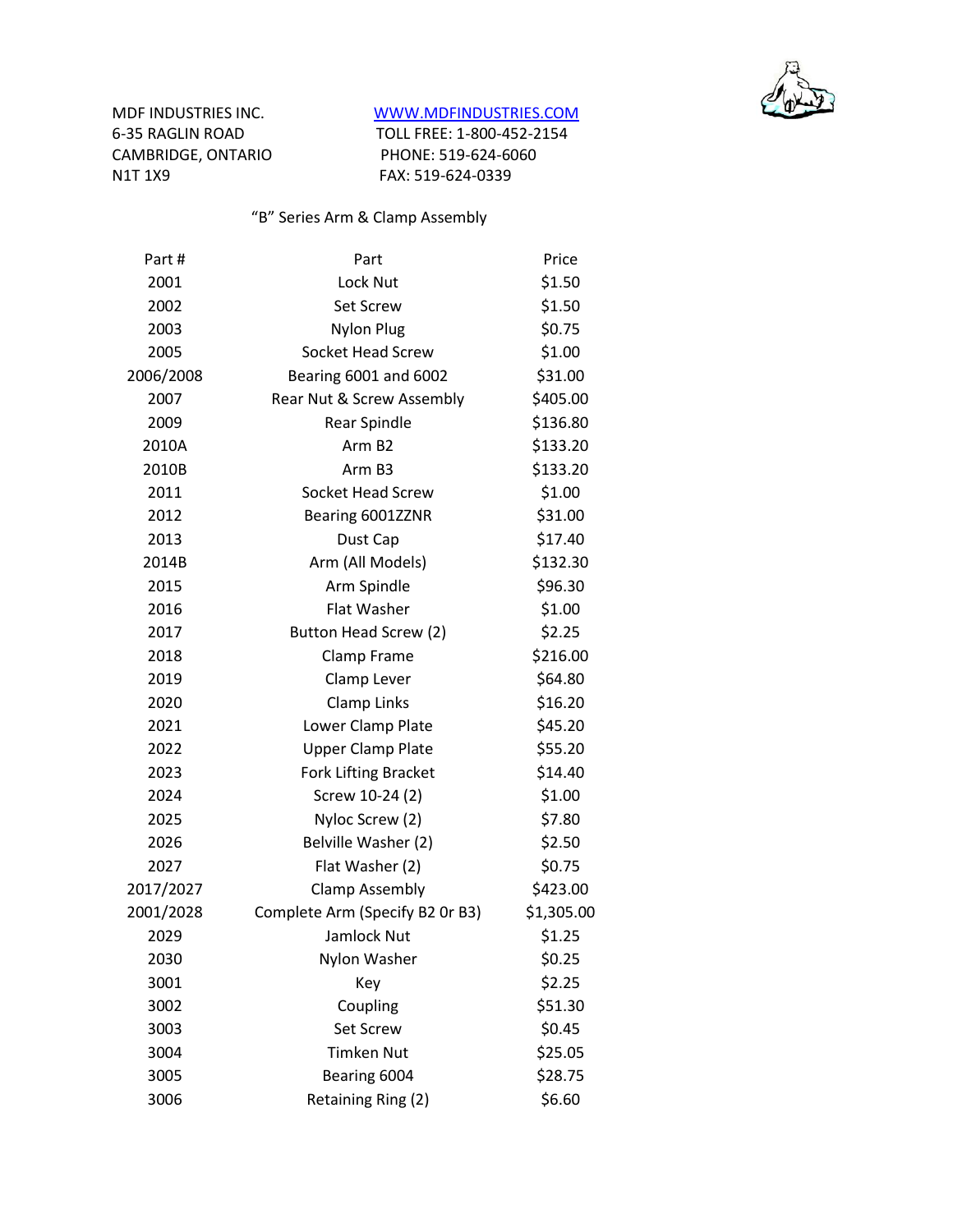MDF INDUSTRIES INC.
6-35 RAGLIN ROAD
CAMBRIDGE, ONTARIO
N1T 1X9

WWW.MDFINDUSTRIES.COM
TOLL FREE: 1-800-452-2154
PHONE: 519-624-6060
FAX: 519-624-0339

## "B" Series Arm & Clamp Assembly

| Part # | Part | Price |
|---|---|---|
| 2001 | Lock Nut | $1.50 |
| 2002 | Set Screw | $1.50 |
| 2003 | Nylon Plug | $0.75 |
| 2005 | Socket Head Screw | $1.00 |
| 2006/2008 | Bearing 6001 and 6002 | $31.00 |
| 2007 | Rear Nut & Screw Assembly | $405.00 |
| 2009 | Rear Spindle | $136.80 |
| 2010A | Arm B2 | $133.20 |
| 2010B | Arm B3 | $133.20 |
| 2011 | Socket Head Screw | $1.00 |
| 2012 | Bearing 6001ZZNR | $31.00 |
| 2013 | Dust Cap | $17.40 |
| 2014B | Arm (All Models) | $132.30 |
| 2015 | Arm Spindle | $96.30 |
| 2016 | Flat Washer | $1.00 |
| 2017 | Button Head Screw (2) | $2.25 |
| 2018 | Clamp Frame | $216.00 |
| 2019 | Clamp Lever | $64.80 |
| 2020 | Clamp Links | $16.20 |
| 2021 | Lower Clamp Plate | $45.20 |
| 2022 | Upper Clamp Plate | $55.20 |
| 2023 | Fork Lifting Bracket | $14.40 |
| 2024 | Screw 10-24 (2) | $1.00 |
| 2025 | Nyloc Screw (2) | $7.80 |
| 2026 | Belville Washer (2) | $2.50 |
| 2027 | Flat Washer (2) | $0.75 |
| 2017/2027 | Clamp Assembly | $423.00 |
| 2001/2028 | Complete Arm (Specify B2 Or B3) | $1,305.00 |
| 2029 | Jamlock Nut | $1.25 |
| 2030 | Nylon Washer | $0.25 |
| 3001 | Key | $2.25 |
| 3002 | Coupling | $51.30 |
| 3003 | Set Screw | $0.45 |
| 3004 | Timken Nut | $25.05 |
| 3005 | Bearing 6004 | $28.75 |
| 3006 | Retaining Ring (2) | $6.60 |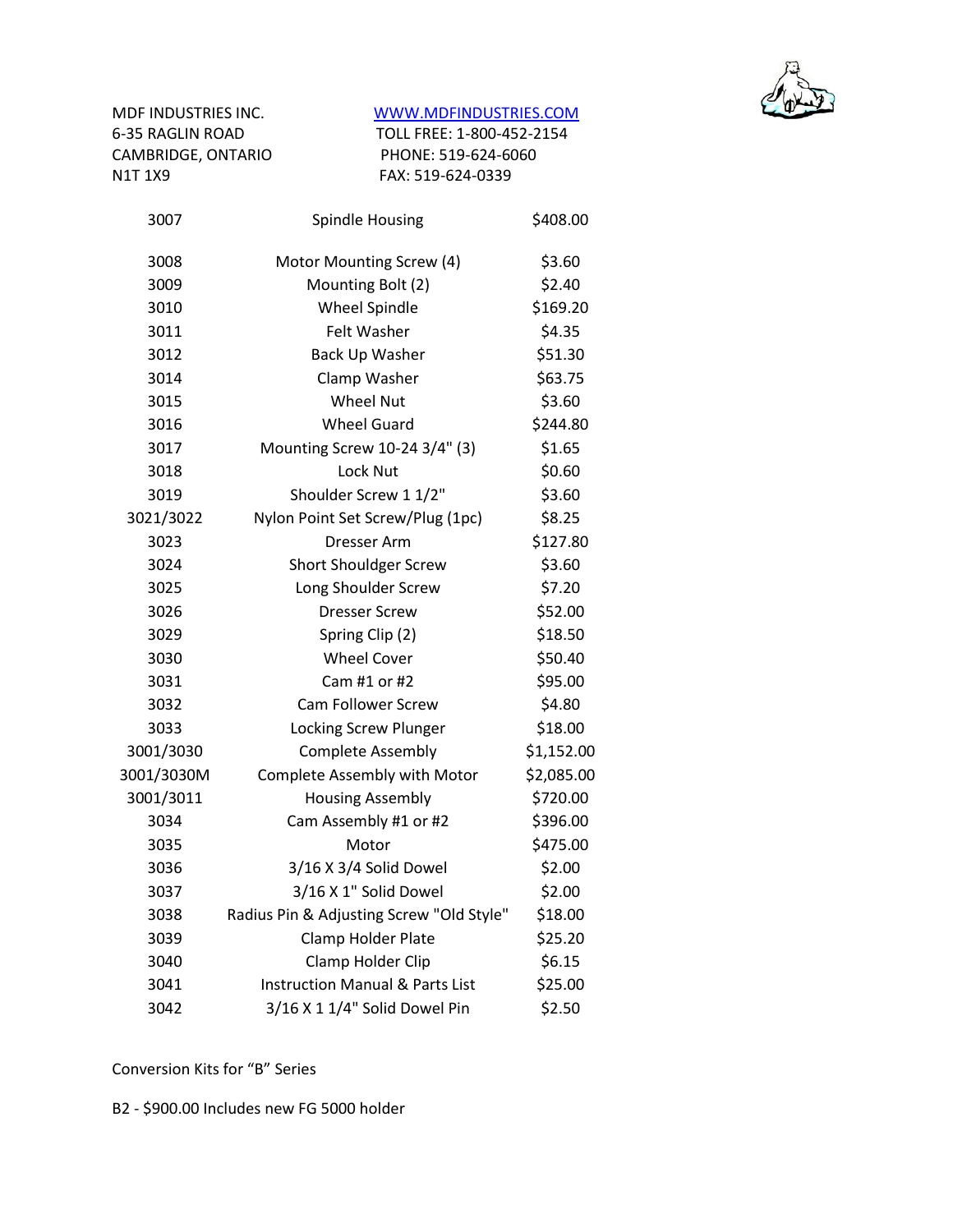MDF INDUSTRIES INC.
6-35 RAGLIN ROAD
CAMBRIDGE, ONTARIO
N1T 1X9

WWW.MDFINDUSTRIES.COM
TOLL FREE: 1-800-452-2154
PHONE: 519-624-6060
FAX: 519-624-0339

| | | |
|---|---|---|
| 3007 | Spindle Housing | $408.00 |
| 3008 | Motor Mounting Screw (4) | $3.60 |
| 3009 | Mounting Bolt (2) | $2.40 |
| 3010 | Wheel Spindle | $169.20 |
| 3011 | Felt Washer | $4.35 |
| 3012 | Back Up Washer | $51.30 |
| 3014 | Clamp Washer | $63.75 |
| 3015 | Wheel Nut | $3.60 |
| 3016 | Wheel Guard | $244.80 |
| 3017 | Mounting Screw 10-24 3/4" (3) | $1.65 |
| 3018 | Lock Nut | $0.60 |
| 3019 | Shoulder Screw 1 1/2" | $3.60 |
| 3021/3022 | Nylon Point Set Screw/Plug (1pc) | $8.25 |
| 3023 | Dresser Arm | $127.80 |
| 3024 | Short Shouldger Screw | $3.60 |
| 3025 | Long Shoulder Screw | $7.20 |
| 3026 | Dresser Screw | $52.00 |
| 3029 | Spring Clip (2) | $18.50 |
| 3030 | Wheel Cover | $50.40 |
| 3031 | Cam #1 or #2 | $95.00 |
| 3032 | Cam Follower Screw | $4.80 |
| 3033 | Locking Screw Plunger | $18.00 |
| 3001/3030 | Complete Assembly | $1,152.00 |
| 3001/3030M | Complete Assembly with Motor | $2,085.00 |
| 3001/3011 | Housing Assembly | $720.00 |
| 3034 | Cam Assembly #1 or #2 | $396.00 |
| 3035 | Motor | $475.00 |
| 3036 | 3/16 X 3/4 Solid Dowel | $2.00 |
| 3037 | 3/16 X 1" Solid Dowel | $2.00 |
| 3038 | Radius Pin & Adjusting Screw "Old Style" | $18.00 |
| 3039 | Clamp Holder Plate | $25.20 |
| 3040 | Clamp Holder Clip | $6.15 |
| 3041 | Instruction Manual & Parts List | $25.00 |
| 3042 | 3/16 X 1 1/4" Solid Dowel Pin | $2.50 |

Conversion Kits for "B" Series

B2 - $900.00 Includes new FG 5000 holder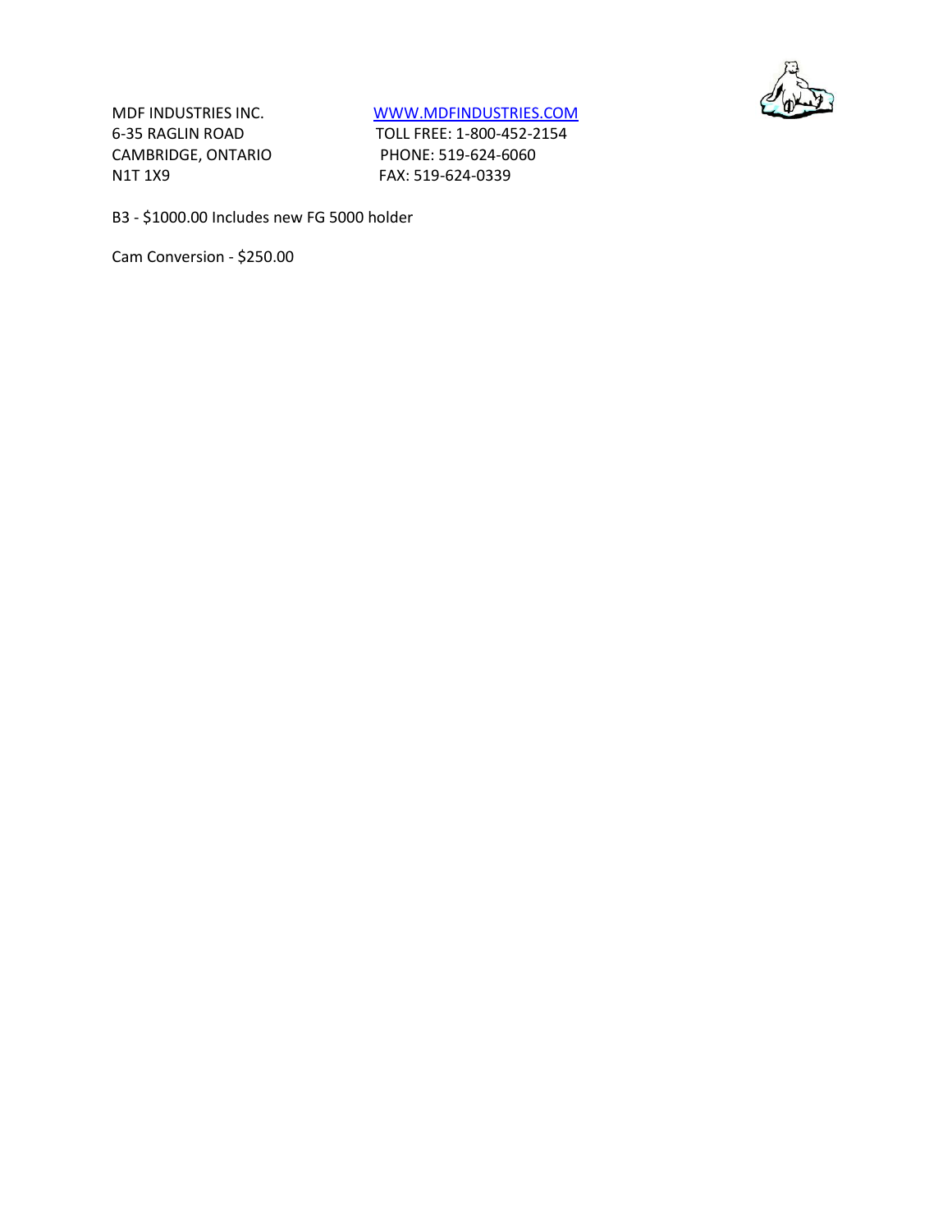MDF INDUSTRIES INC.
6-35 RAGLIN ROAD
CAMBRIDGE, ONTARIO
N1T 1X9

WWW.MDFINDUSTRIES.COM
TOLL FREE: 1-800-452-2154
PHONE: 519-624-6060
FAX: 519-624-0339

B3 - $1000.00 Includes new FG 5000 holder

Cam Conversion - $250.00